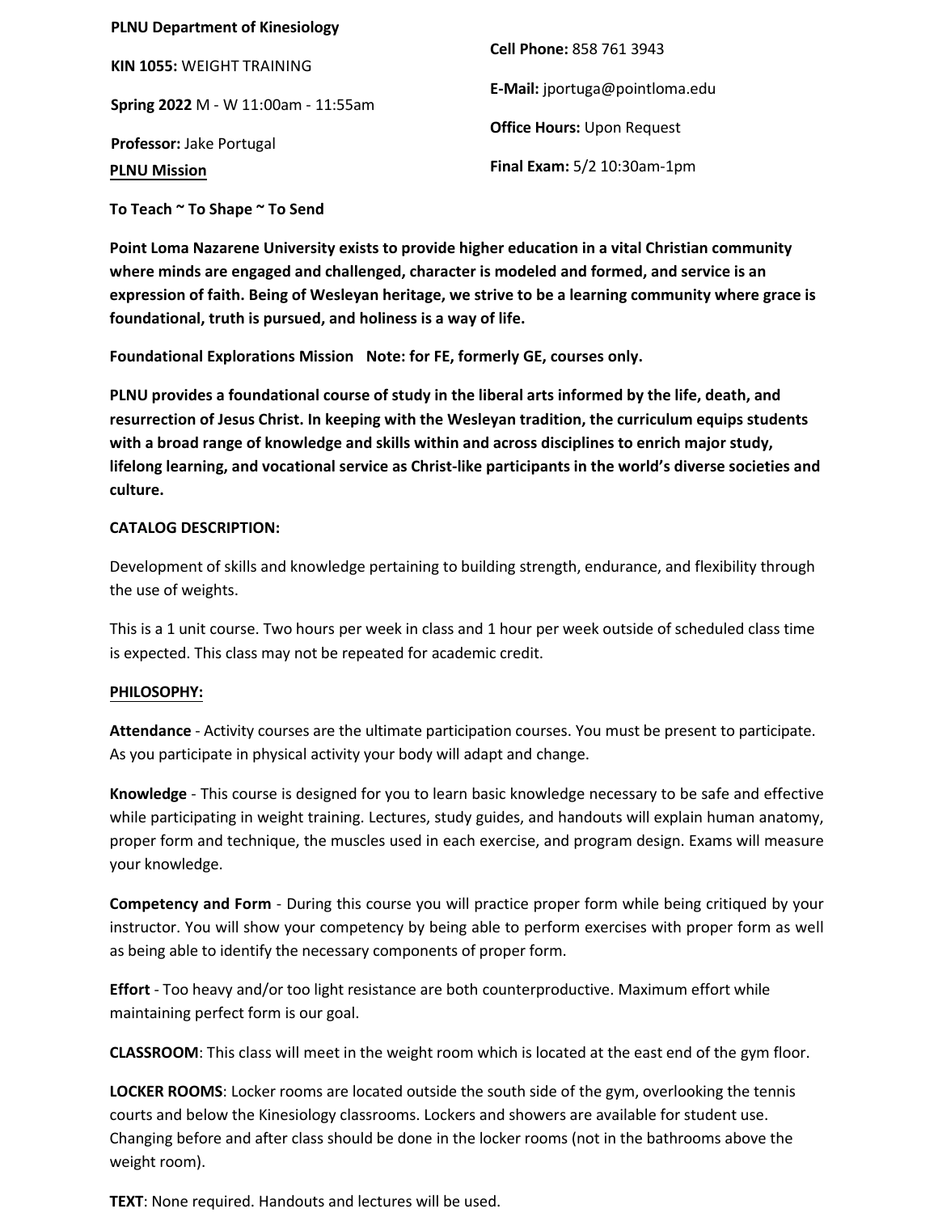**PLNU Department of Kinesiology**

**KIN 1055:** WEIGHT TRAINING

**Spring 2022** M - W 11:00am - 11:55am

**Professor:** Jake Portugal

**Cell Phone:** 858 761 3943

**E-Mail:** jportuga@pointloma.edu

**Office Hours:** Upon Request

**Final Exam:** 5/2 10:30am-1pm

**PLNU Mission**

**To Teach ~ To Shape ~ To Send**

**Point Loma Nazarene University exists to provide higher education in a vital Christian community where minds are engaged and challenged, character is modeled and formed, and service is an expression of faith. Being of Wesleyan heritage, we strive to be a learning community where grace is foundational, truth is pursued, and holiness is a way of life.**

**Foundational Explorations Mission Note: for FE, formerly GE, courses only.**

**PLNU provides a foundational course of study in the liberal arts informed by the life, death, and resurrection of Jesus Christ. In keeping with the Wesleyan tradition, the curriculum equips students with a broad range of knowledge and skills within and across disciplines to enrich major study, lifelong learning, and vocational service as Christ-like participants in the world's diverse societies and culture.**

**CATALOG DESCRIPTION:**

Development of skills and knowledge pertaining to building strength, endurance, and flexibility through the use of weights.

This is a 1 unit course. Two hours per week in class and 1 hour per week outside of scheduled class time is expected. This class may not be repeated for academic credit.

**PHILOSOPHY:**

**Attendance** - Activity courses are the ultimate participation courses. You must be present to participate. As you participate in physical activity your body will adapt and change.

**Knowledge** - This course is designed for you to learn basic knowledge necessary to be safe and effective while participating in weight training. Lectures, study guides, and handouts will explain human anatomy, proper form and technique, the muscles used in each exercise, and program design. Exams will measure your knowledge.

**Competency and Form** - During this course you will practice proper form while being critiqued by your instructor. You will show your competency by being able to perform exercises with proper form as well as being able to identify the necessary components of proper form.

**Effort** - Too heavy and/or too light resistance are both counterproductive. Maximum effort while maintaining perfect form is our goal.

**CLASSROOM**: This class will meet in the weight room which is located at the east end of the gym floor.

**LOCKER ROOMS**: Locker rooms are located outside the south side of the gym, overlooking the tennis courts and below the Kinesiology classrooms. Lockers and showers are available for student use. Changing before and after class should be done in the locker rooms (not in the bathrooms above the weight room).

**TEXT**: None required. Handouts and lectures will be used.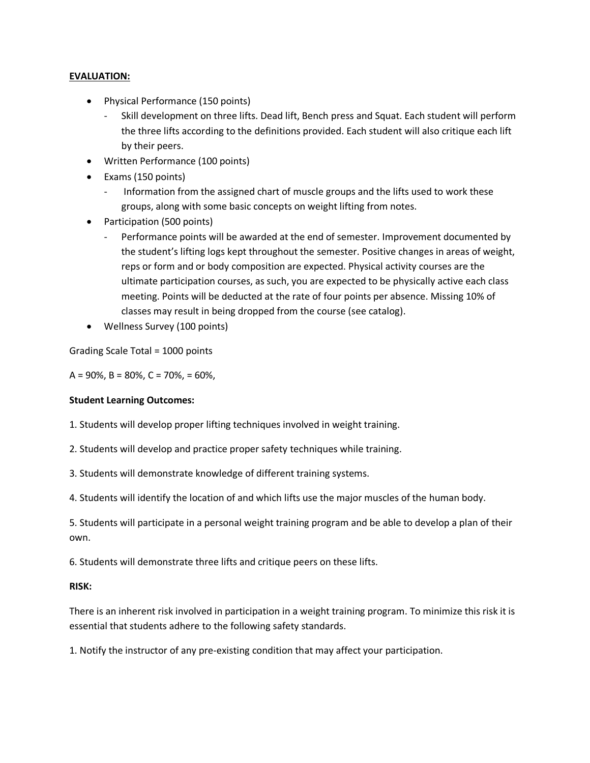**EVALUATION:**

- Physical Performance (150 points)
    - Skill development on three lifts. Dead lift, Bench press and Squat. Each student will perform the three lifts according to the definitions provided. Each student will also critique each lift by their peers.
- Written Performance (100 points)
- Exams (150 points)
    - Information from the assigned chart of muscle groups and the lifts used to work these groups, along with some basic concepts on weight lifting from notes.
- Participation (500 points)
    - Performance points will be awarded at the end of semester. Improvement documented by the student's lifting logs kept throughout the semester. Positive changes in areas of weight, reps or form and or body composition are expected. Physical activity courses are the ultimate participation courses, as such, you are expected to be physically active each class meeting. Points will be deducted at the rate of four points per absence. Missing 10% of classes may result in being dropped from the course (see catalog).
- Wellness Survey (100 points)

Grading Scale Total = 1000 points

A = 90%, B = 80%, C = 70%, = 60%,

**Student Learning Outcomes:**

1. Students will develop proper lifting techniques involved in weight training.

2. Students will develop and practice proper safety techniques while training.

3. Students will demonstrate knowledge of different training systems.

4. Students will identify the location of and which lifts use the major muscles of the human body.

5. Students will participate in a personal weight training program and be able to develop a plan of their own.

6. Students will demonstrate three lifts and critique peers on these lifts.

**RISK:**

There is an inherent risk involved in participation in a weight training program. To minimize this risk it is essential that students adhere to the following safety standards.

1. Notify the instructor of any pre-existing condition that may affect your participation.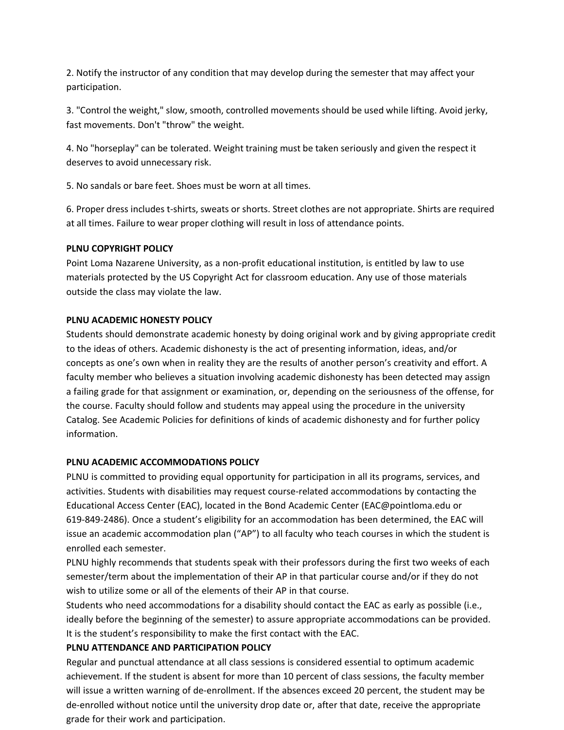2. Notify the instructor of any condition that may develop during the semester that may affect your participation.

3. "Control the weight," slow, smooth, controlled movements should be used while lifting. Avoid jerky, fast movements. Don't "throw" the weight.

4. No "horseplay" can be tolerated. Weight training must be taken seriously and given the respect it deserves to avoid unnecessary risk.

5. No sandals or bare feet. Shoes must be worn at all times.

6. Proper dress includes t-shirts, sweats or shorts. Street clothes are not appropriate. Shirts are required at all times. Failure to wear proper clothing will result in loss of attendance points.

**PLNU COPYRIGHT POLICY**

Point Loma Nazarene University, as a non-profit educational institution, is entitled by law to use materials protected by the US Copyright Act for classroom education. Any use of those materials outside the class may violate the law.

**PLNU ACADEMIC HONESTY POLICY**

Students should demonstrate academic honesty by doing original work and by giving appropriate credit to the ideas of others. Academic dishonesty is the act of presenting information, ideas, and/or concepts as one's own when in reality they are the results of another person's creativity and effort. A faculty member who believes a situation involving academic dishonesty has been detected may assign a failing grade for that assignment or examination, or, depending on the seriousness of the offense, for the course. Faculty should follow and students may appeal using the procedure in the university Catalog. See Academic Policies for definitions of kinds of academic dishonesty and for further policy information.

**PLNU ACADEMIC ACCOMMODATIONS POLICY**

PLNU is committed to providing equal opportunity for participation in all its programs, services, and activities. Students with disabilities may request course-related accommodations by contacting the Educational Access Center (EAC), located in the Bond Academic Center (EAC@pointloma.edu or 619-849-2486). Once a student's eligibility for an accommodation has been determined, the EAC will issue an academic accommodation plan ("AP") to all faculty who teach courses in which the student is enrolled each semester.

PLNU highly recommends that students speak with their professors during the first two weeks of each semester/term about the implementation of their AP in that particular course and/or if they do not wish to utilize some or all of the elements of their AP in that course.

Students who need accommodations for a disability should contact the EAC as early as possible (i.e., ideally before the beginning of the semester) to assure appropriate accommodations can be provided. It is the student's responsibility to make the first contact with the EAC.

**PLNU ATTENDANCE AND PARTICIPATION POLICY**

Regular and punctual attendance at all class sessions is considered essential to optimum academic achievement. If the student is absent for more than 10 percent of class sessions, the faculty member will issue a written warning of de-enrollment. If the absences exceed 20 percent, the student may be de-enrolled without notice until the university drop date or, after that date, receive the appropriate grade for their work and participation.